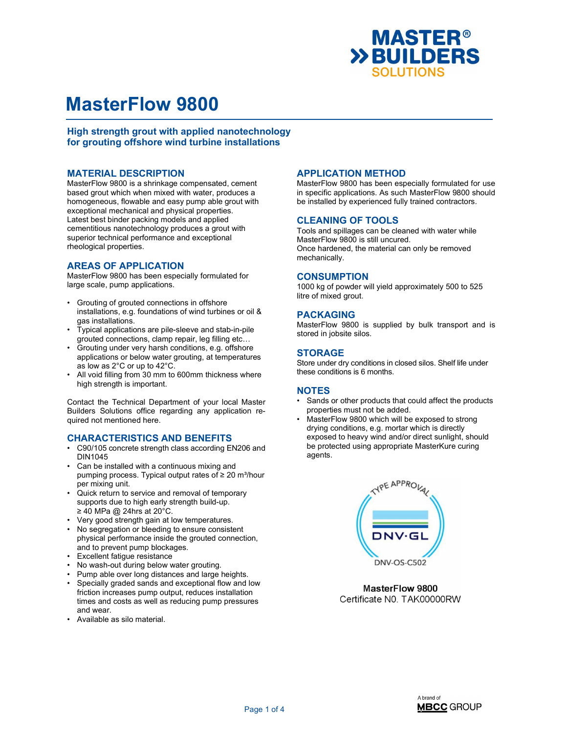# MasterFlow 9800

## High strength grout with applied nanotechnology for grouting offshore wind turbine installations

## MATERIAL DESCRIPTION

MasterFlow 9800 is a shrinkage compensated, cement based grout which when mixed with water, produces a homogeneous, flowable and easy pump able grout with exceptional mechanical and physical properties. Latest best binder packing models and applied cementitious nanotechnology produces a grout with superior technical performance and exceptional rheological properties.

## AREAS OF APPLICATION

MasterFlow 9800 has been especially formulated for large scale, pump applications.

- Grouting of grouted connections in offshore installations, e.g. foundations of wind turbines or oil & gas installations.
- Typical applications are pile-sleeve and stab-in-pile grouted connections, clamp repair, leg filling etc…
- Grouting under very harsh conditions, e.g. offshore applications or below water grouting, at temperatures as low as 2°C or up to 42°C.
- All void filling from 30 mm to 600mm thickness where high strength is important.

Contact the Technical Department of your local Master Builders Solutions office regarding any application required not mentioned here.

## CHARACTERISTICS AND BENEFITS

- C90/105 concrete strength class according EN206 and DIN1045
- Can be installed with a continuous mixing and pumping process. Typical output rates of ≥ 20 m³/hour per mixing unit.
- Quick return to service and removal of temporary supports due to high early strength build-up. ≥ 40 MPa @ 24hrs at 20°C.
- Very good strength gain at low temperatures.
- No segregation or bleeding to ensure consistent physical performance inside the grouted connection, and to prevent pump blockages.
- Excellent fatigue resistance
- No wash-out during below water grouting.
- Pump able over long distances and large heights.
- Specially graded sands and exceptional flow and low friction increases pump output, reduces installation times and costs as well as reducing pump pressures and wear.
- Available as silo material.

## APPLICATION METHOD

MasterFlow 9800 has been especially formulated for use in specific applications. As such MasterFlow 9800 should be installed by experienced fully trained contractors.

## CLEANING OF TOOLS

Tools and spillages can be cleaned with water while MasterFlow 9800 is still uncured.
Once hardened, the material can only be removed mechanically.

## CONSUMPTION

1000 kg of powder will yield approximately 500 to 525 litre of mixed grout.

## PACKAGING

MasterFlow 9800 is supplied by bulk transport and is stored in jobsite silos.

## STORAGE

Store under dry conditions in closed silos. Shelf life under these conditions is 6 months.

## NOTES

- Sands or other products that could affect the products properties must not be added.
- MasterFlow 9800 which will be exposed to strong drying conditions, e.g. mortar which is directly exposed to heavy wind and/or direct sunlight, should be protected using appropriate MasterKure curing agents.

TYPE APPROVAL
DNV·GL
DNV-OS-C502

**MasterFlow 9800**
Certificate N0. TAK00000RW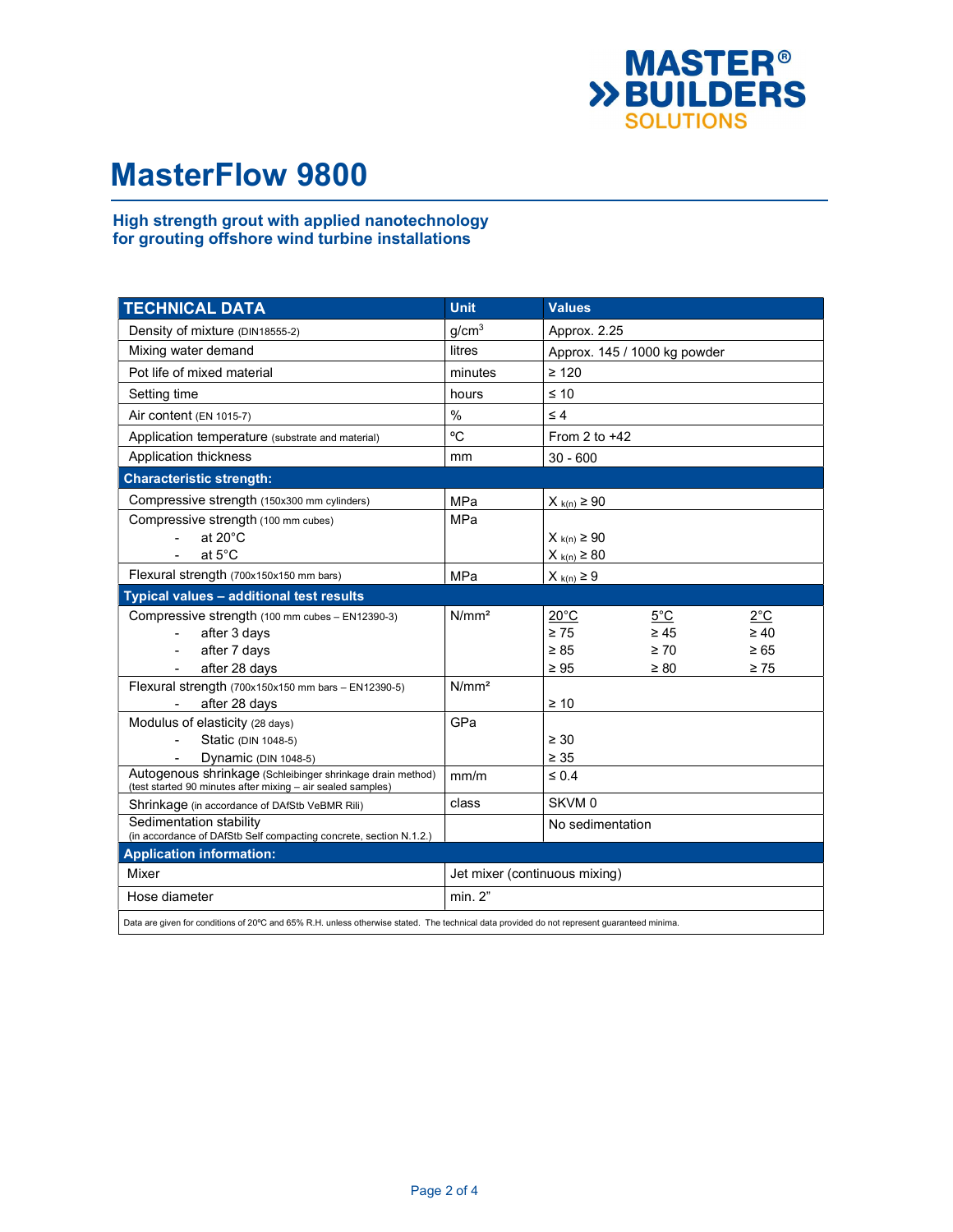# MasterFlow 9800

### High strength grout with applied nanotechnology for grouting offshore wind turbine installations

| TECHNICAL DATA | Unit | Values | | |
|---|---|---|---|---|
| Density of mixture (DIN18555-2) | $g/cm^3$ | Approx. 2.25 | | |
| Mixing water demand | litres | Approx. 145 / 1000 kg powder | | |
| Pot life of mixed material | minutes | ≥ 120 | | |
| Setting time | hours | ≤ 10 | | |
| Air content (EN 1015-7) | % | ≤ 4 | | |
| Application temperature (substrate and material) | ºC | From 2 to +42 | | |
| Application thickness | mm | 30 - 600 | | |
| **Characteristic strength:** | | | | |
| Compressive strength (150x300 mm cylinders) | MPa | $X_{k(n)} \geq 90$ | | |
| Compressive strength (100 mm cubes) | MPa | | | |
| - at 20°C | | $X_{k(n)} \geq 90$ | | |
| - at 5°C | | $X_{k(n)} \geq 80$ | | |
| Flexural strength (700x150x150 mm bars) | MPa | $X_{k(n)} \geq 9$ | | |
| **Typical values – additional test results** | | | | |
| Compressive strength (100 mm cubes – EN12390-3) | N/mm² | 20°C | 5°C | 2°C |
| - after 3 days | | ≥ 75 | ≥ 45 | ≥ 40 |
| - after 7 days | | ≥ 85 | ≥ 70 | ≥ 65 |
| - after 28 days | | ≥ 95 | ≥ 80 | ≥ 75 |
| Flexural strength (700x150x150 mm bars – EN12390-5) | N/mm² | | | |
| - after 28 days | | ≥ 10 | | |
| Modulus of elasticity (28 days) | GPa | | | |
| - Static (DIN 1048-5) | | ≥ 30 | | |
| - Dynamic (DIN 1048-5) | | ≥ 35 | | |
| Autogenous shrinkage (Schleibinger shrinkage drain method) (test started 90 minutes after mixing – air sealed samples) | mm/m | ≤ 0.4 | | |
| Shrinkage (in accordance of DAfStb VeBMR Rili) | class | SKVM 0 | | |
| Sedimentation stability (in accordance of DAfStb Self compacting concrete, section N.1.2.) | | No sedimentation | | |
| **Application information:** | | | | |
| Mixer | Jet mixer (continuous mixing) | | | |
| Hose diameter | min. 2" | | | |

Data are given for conditions of 20ºC and 65% R.H. unless otherwise stated. The technical data provided do not represent guaranteed minima.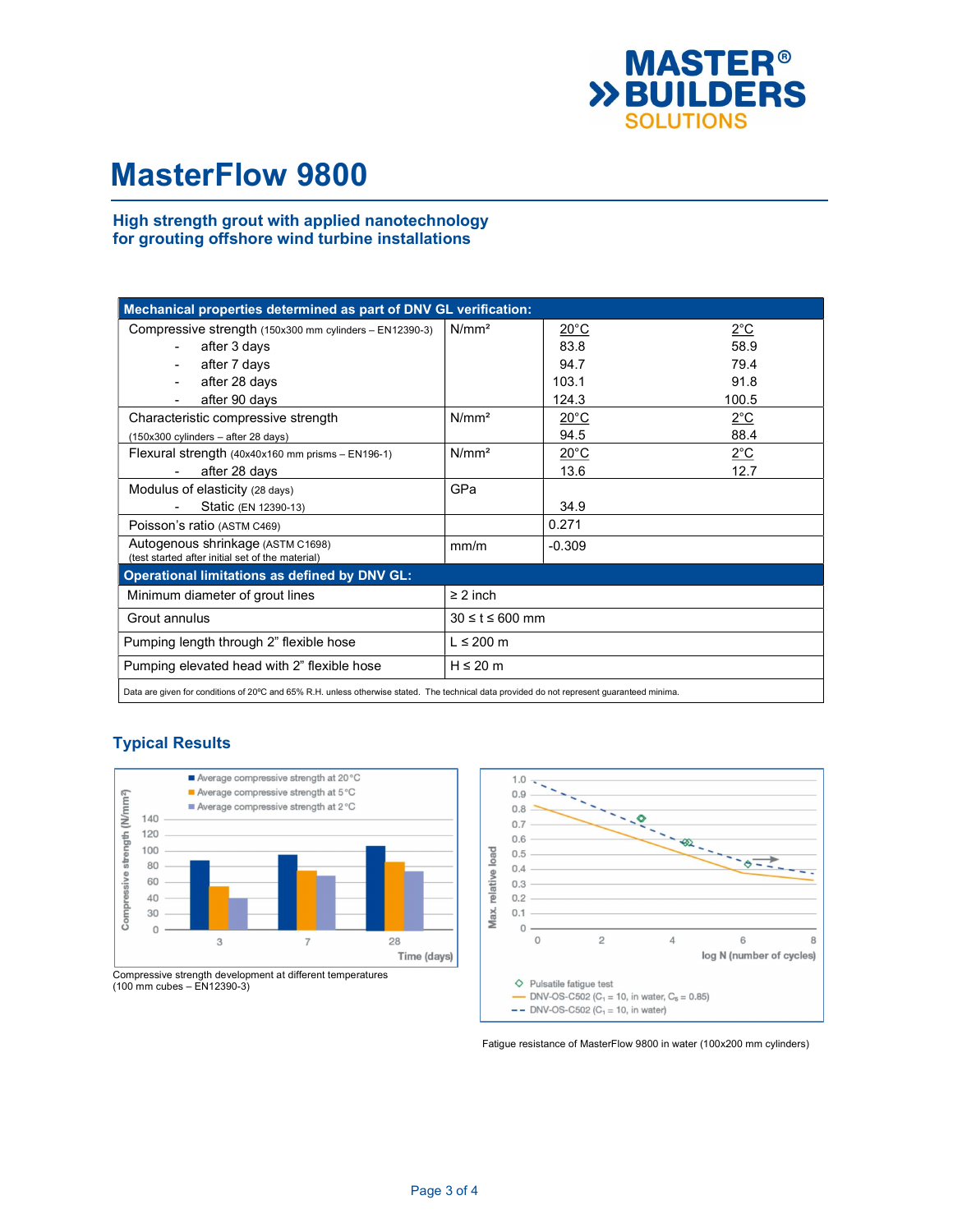# MasterFlow 9800

## High strength grout with applied nanotechnology for grouting offshore wind turbine installations

| Mechanical properties determined as part of DNV GL verification: | | | |
|---|---|---|---|
| Compressive strength (150x300 mm cylinders – EN12390-3) | N/mm² | 20°C | 2°C |
| - after 3 days | | 83.8 | 58.9 |
| - after 7 days | | 94.7 | 79.4 |
| - after 28 days | | 103.1 | 91.8 |
| - after 90 days | | 124.3 | 100.5 |
| Characteristic compressive strength (150x300 cylinders – after 28 days) | N/mm² | 20°C<br>94.5 | 2°C<br>88.4 |
| Flexural strength (40x40x160 mm prisms – EN196-1)<br>- after 28 days | N/mm² | 20°C<br>13.6 | 2°C<br>12.7 |
| Modulus of elasticity (28 days)<br>- Static (EN 12390-13) | GPa | 34.9 | |
| Poisson's ratio (ASTM C469) | | 0.271 | |
| Autogenous shrinkage (ASTM C1698) (test started after initial set of the material) | mm/m | -0.309 | |
| **Operational limitations as defined by DNV GL:** | | | |
| Minimum diameter of grout lines | ≥ 2 inch | | |
| Grout annulus | 30 ≤ t ≤ 600 mm | | |
| Pumping length through 2" flexible hose | L ≤ 200 m | | |
| Pumping elevated head with 2" flexible hose | H ≤ 20 m | | |

Data are given for conditions of 20ºC and 65% R.H. unless otherwise stated. The technical data provided do not represent guaranteed minima.

## Typical Results

Compressive strength development at different temperatures (100 mm cubes – EN12390-3)

Fatigue resistance of MasterFlow 9800 in water (100x200 mm cylinders)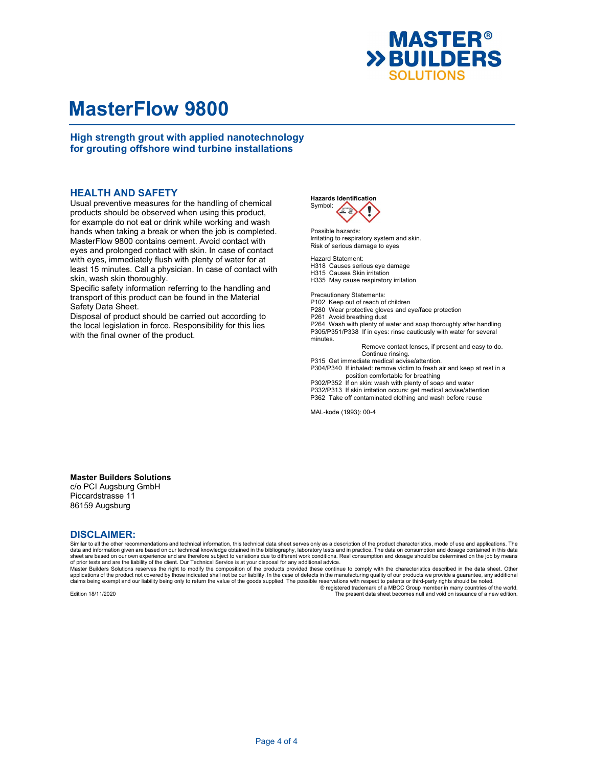# MasterFlow 9800

**High strength grout with applied nanotechnology for grouting offshore wind turbine installations**

## HEALTH AND SAFETY

Usual preventive measures for the handling of chemical products should be observed when using this product, for example do not eat or drink while working and wash hands when taking a break or when the job is completed. MasterFlow 9800 contains cement. Avoid contact with eyes and prolonged contact with skin. In case of contact with eyes, immediately flush with plenty of water for at least 15 minutes. Call a physician. In case of contact with skin, wash skin thoroughly.

Specific safety information referring to the handling and transport of this product can be found in the Material Safety Data Sheet.

Disposal of product should be carried out according to the local legislation in force. Responsibility for this lies with the final owner of the product.

**Hazards Identification**

Symbol:

Possible hazards:
Irritating to respiratory system and skin.
Risk of serious damage to eyes

Hazard Statement:
H318 Causes serious eye damage
H315 Causes Skin irritation
H335 May cause respiratory irritation

Precautionary Statements:
P102 Keep out of reach of children
P280 Wear protective gloves and eye/face protection
P261 Avoid breathing dust
P264 Wash with plenty of water and soap thoroughly after handling
P305/P351/P338 If in eyes: rinse cautiously with water for several minutes.
Remove contact lenses, if present and easy to do. Continue rinsing.
P315 Get immediate medical advise/attention.
P304/P340 If inhaled: remove victim to fresh air and keep at rest in a position comfortable for breathing
P302/P352 If on skin: wash with plenty of soap and water
P332/P313 If skin irritation occurs: get medical advise/attention
P362 Take off contaminated clothing and wash before reuse

MAL-kode (1993): 00-4

**Master Builders Solutions**
c/o PCI Augsburg GmbH
Piccardstrasse 11
86159 Augsburg

## DISCLAIMER:

Similar to all the other recommendations and technical information, this technical data sheet serves only as a description of the product characteristics, mode of use and applications. The data and information given are based on our technical knowledge obtained in the bibliography, laboratory tests and in practice. The data on consumption and dosage contained in this data sheet are based on our own experience and are therefore subject to variations due to different work conditions. Real consumption and dosage should be determined on the job by means of prior tests and are the liability of the client. Our Technical Service is at your disposal for any additional advice.
Master Builders Solutions reserves the right to modify the composition of the products provided these continue to comply with the characteristics described in the data sheet. Other applications of the product not covered by those indicated shall not be our liability. In the case of defects in the manufacturing quality of our products we provide a guarantee, any additional claims being exempt and our liability being only to return the value of the goods supplied. The possible reservations with respect to patents or third-party rights should be noted.

® registered trademark of a MBCC Group member in many countries of the world.

Edition 18/11/2020

The present data sheet becomes null and void on issuance of a new edition.